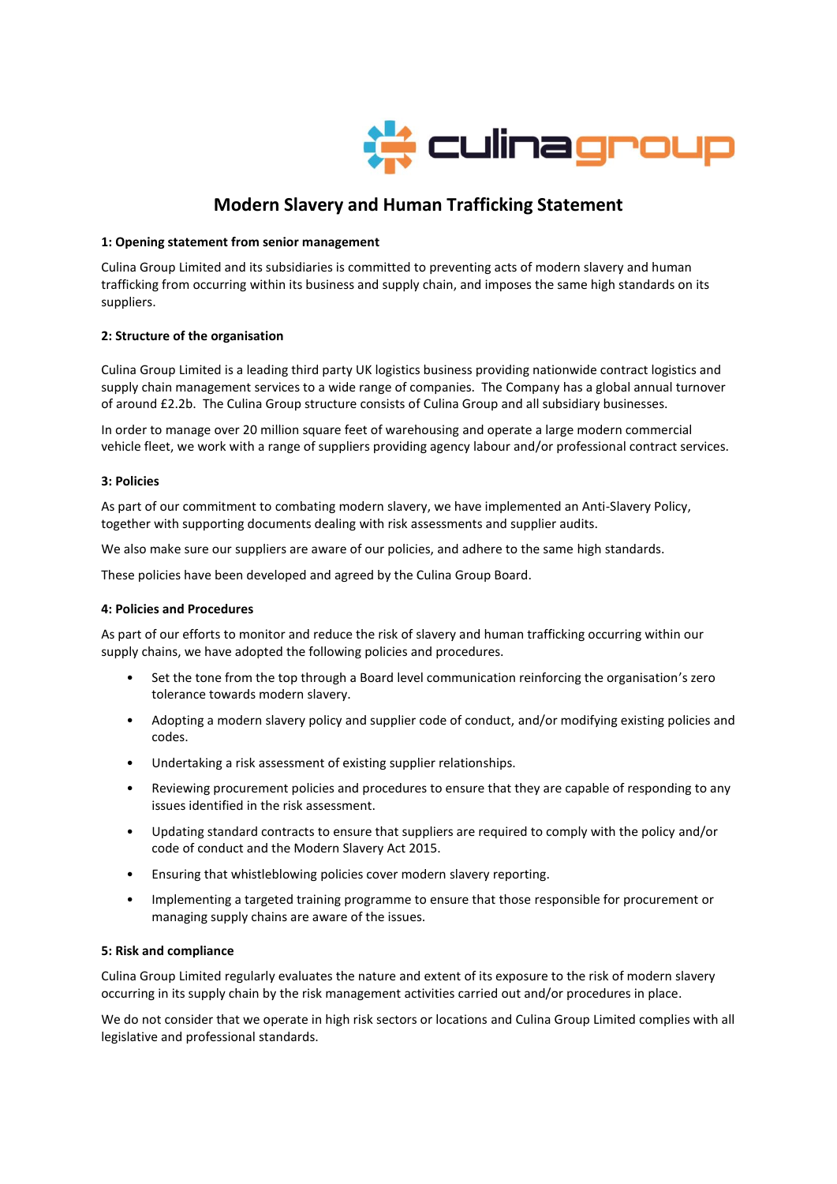# Modern Slavery and Human Trafficking Statement

**1: Opening statement from senior management**

Culina Group Limited and its subsidiaries is committed to preventing acts of modern slavery and human trafficking from occurring within its business and supply chain, and imposes the same high standards on its suppliers.

**2: Structure of the organisation**

Culina Group Limited is a leading third party UK logistics business providing nationwide contract logistics and supply chain management services to a wide range of companies. The Company has a global annual turnover of around £2.2b. The Culina Group structure consists of Culina Group and all subsidiary businesses.

In order to manage over 20 million square feet of warehousing and operate a large modern commercial vehicle fleet, we work with a range of suppliers providing agency labour and/or professional contract services.

**3: Policies**

As part of our commitment to combating modern slavery, we have implemented an Anti-Slavery Policy, together with supporting documents dealing with risk assessments and supplier audits.

We also make sure our suppliers are aware of our policies, and adhere to the same high standards.

These policies have been developed and agreed by the Culina Group Board.

**4: Policies and Procedures**

As part of our efforts to monitor and reduce the risk of slavery and human trafficking occurring within our supply chains, we have adopted the following policies and procedures.

- Set the tone from the top through a Board level communication reinforcing the organisation's zero tolerance towards modern slavery.
- Adopting a modern slavery policy and supplier code of conduct, and/or modifying existing policies and codes.
- Undertaking a risk assessment of existing supplier relationships.
- Reviewing procurement policies and procedures to ensure that they are capable of responding to any issues identified in the risk assessment.
- Updating standard contracts to ensure that suppliers are required to comply with the policy and/or code of conduct and the Modern Slavery Act 2015.
- Ensuring that whistleblowing policies cover modern slavery reporting.
- Implementing a targeted training programme to ensure that those responsible for procurement or managing supply chains are aware of the issues.

**5: Risk and compliance**

Culina Group Limited regularly evaluates the nature and extent of its exposure to the risk of modern slavery occurring in its supply chain by the risk management activities carried out and/or procedures in place.

We do not consider that we operate in high risk sectors or locations and Culina Group Limited complies with all legislative and professional standards.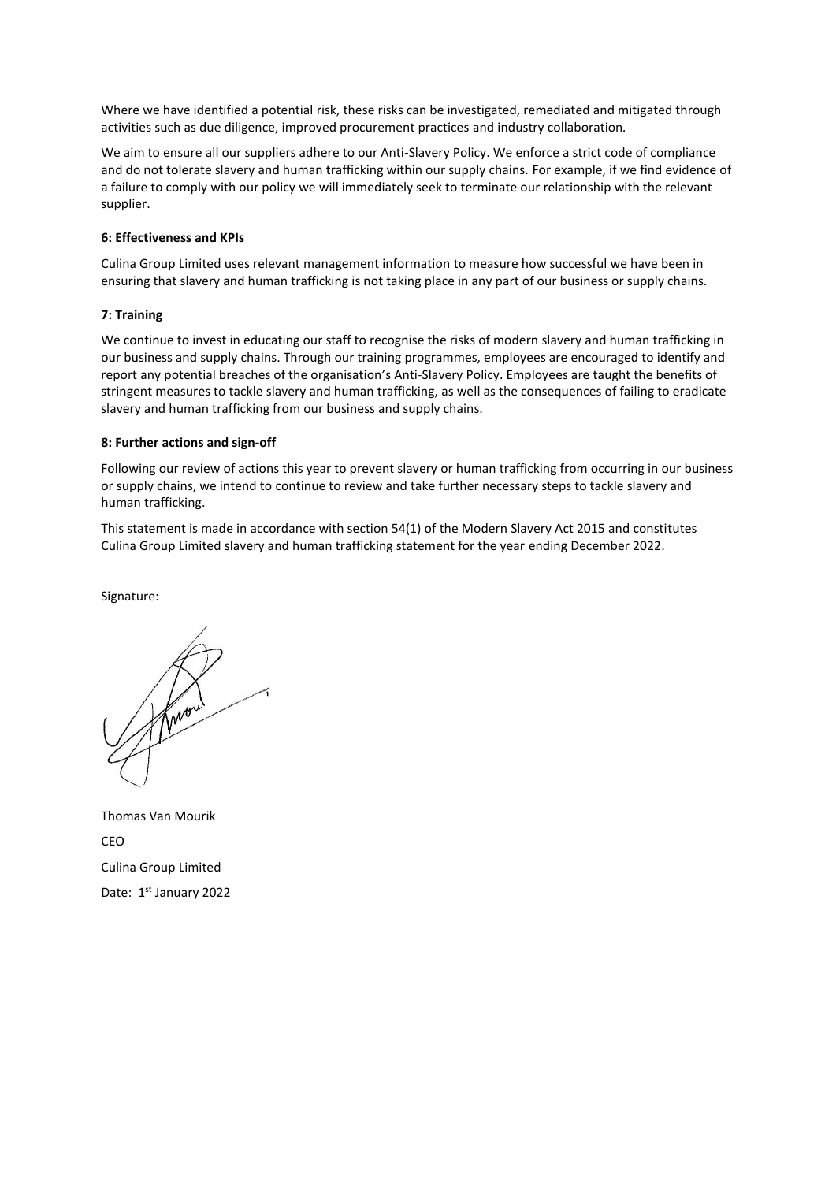Where we have identified a potential risk, these risks can be investigated, remediated and mitigated through activities such as due diligence, improved procurement practices and industry collaboration.

We aim to ensure all our suppliers adhere to our Anti-Slavery Policy. We enforce a strict code of compliance and do not tolerate slavery and human trafficking within our supply chains. For example, if we find evidence of a failure to comply with our policy we will immediately seek to terminate our relationship with the relevant supplier.

**6: Effectiveness and KPIs**

Culina Group Limited uses relevant management information to measure how successful we have been in ensuring that slavery and human trafficking is not taking place in any part of our business or supply chains.

**7: Training**

We continue to invest in educating our staff to recognise the risks of modern slavery and human trafficking in our business and supply chains. Through our training programmes, employees are encouraged to identify and report any potential breaches of the organisation's Anti-Slavery Policy. Employees are taught the benefits of stringent measures to tackle slavery and human trafficking, as well as the consequences of failing to eradicate slavery and human trafficking from our business and supply chains.

**8: Further actions and sign-off**

Following our review of actions this year to prevent slavery or human trafficking from occurring in our business or supply chains, we intend to continue to review and take further necessary steps to tackle slavery and human trafficking.

This statement is made in accordance with section 54(1) of the Modern Slavery Act 2015 and constitutes Culina Group Limited slavery and human trafficking statement for the year ending December 2022.

Signature:

Thomas Van Mourik

CEO

Culina Group Limited

Date: 1st January 2022